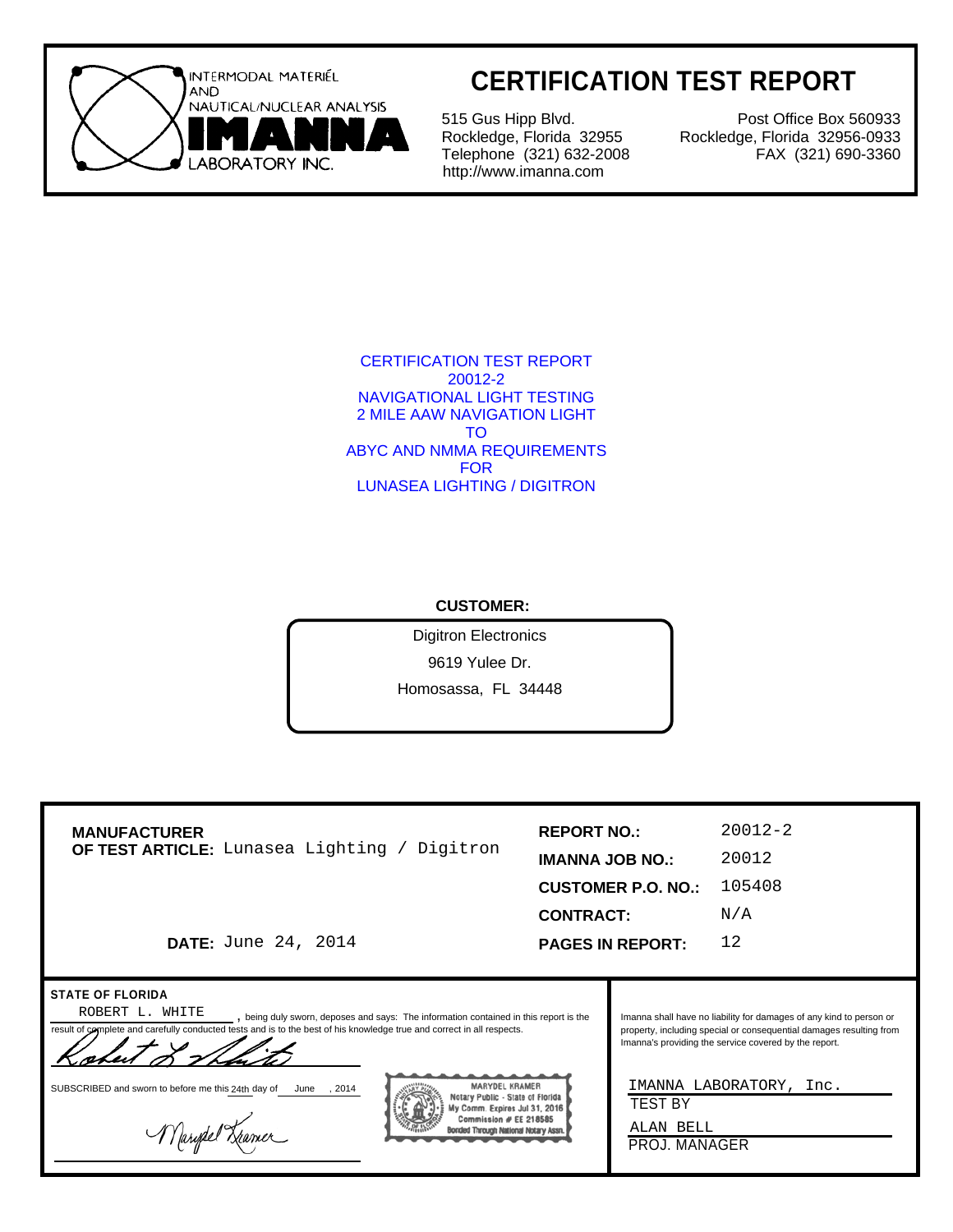INTERMODAL MATERIÉL AND NAUTICAL/NUCLEAR ANALYSIS

IMANNA

LABORATORY INC.

# CERTIFICATION TEST REPORT

515 Gus Hipp Blvd.
Rockledge, Florida 32955
Telephone (321) 632-2008
http://www.imanna.com

Post Office Box 560933
Rockledge, Florida 32956-0933
FAX (321) 690-3360

CERTIFICATION TEST REPORT
20012-2
NAVIGATIONAL LIGHT TESTING
2 MILE AAW NAVIGATION LIGHT
TO
ABYC AND NMMA REQUIREMENTS
FOR
LUNASEA LIGHTING / DIGITRON

**CUSTOMER:**

Digitron Electronics
9619 Yulee Dr.
Homosassa, FL 34448

| | | |
|---|---|---|
| **MANUFACTURER OF TEST ARTICLE:** Lunasea Lighting / Digitron | **REPORT NO.:** | 20012-2 |
| | **IMANNA JOB NO.:** | 20012 |
| | **CUSTOMER P.O. NO.:** | 105408 |
| | **CONTRACT:** | N/A |
| **DATE:** June 24, 2014 | **PAGES IN REPORT:** | 12 |

**STATE OF FLORIDA**

ROBERT L. WHITE, being duly sworn, deposes and says: The information contained in this report is the result of complete and carefully conducted tests and is to the best of his knowledge true and correct in all respects.

SUBSCRIBED and sworn to before me this 24th day of June, 2014

MARYDEL KRAMER
Notary Public - State of Florida
My Comm. Expires Jul 31, 2016
Commission # EE 218585
Bonded Through National Notary Assn.

Imanna shall have no liability for damages of any kind to person or property, including special or consequential damages resulting from Imanna's providing the service covered by the report.

IMANNA LABORATORY, Inc.
TEST BY

ALAN BELL
PROJ. MANAGER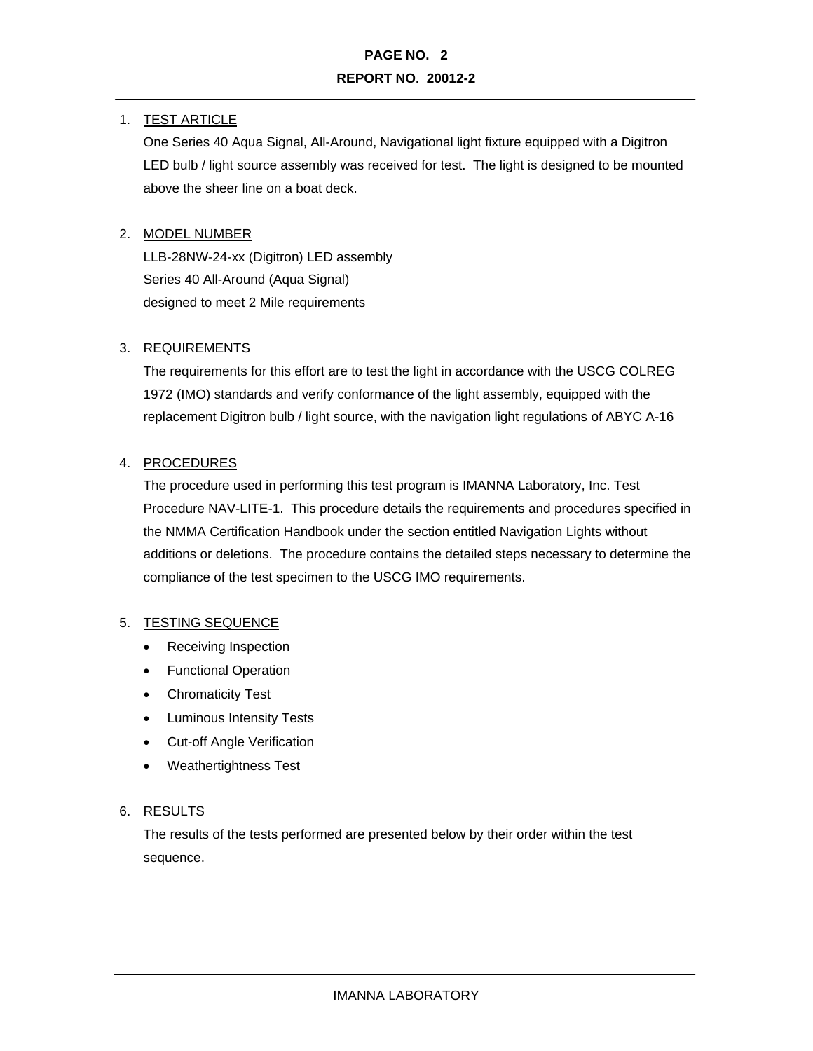1. TEST ARTICLE

   One Series 40 Aqua Signal, All-Around, Navigational light fixture equipped with a Digitron LED bulb / light source assembly was received for test. The light is designed to be mounted above the sheer line on a boat deck.

2. MODEL NUMBER

   LLB-28NW-24-xx (Digitron) LED assembly
   Series 40 All-Around (Aqua Signal)
   designed to meet 2 Mile requirements

3. REQUIREMENTS

   The requirements for this effort are to test the light in accordance with the USCG COLREG 1972 (IMO) standards and verify conformance of the light assembly, equipped with the replacement Digitron bulb / light source, with the navigation light regulations of ABYC A-16

4. PROCEDURES

   The procedure used in performing this test program is IMANNA Laboratory, Inc. Test Procedure NAV-LITE-1. This procedure details the requirements and procedures specified in the NMMA Certification Handbook under the section entitled Navigation Lights without additions or deletions. The procedure contains the detailed steps necessary to determine the compliance of the test specimen to the USCG IMO requirements.

5. TESTING SEQUENCE

   - Receiving Inspection
   - Functional Operation
   - Chromaticity Test
   - Luminous Intensity Tests
   - Cut-off Angle Verification
   - Weathertightness Test

6. RESULTS

   The results of the tests performed are presented below by their order within the test sequence.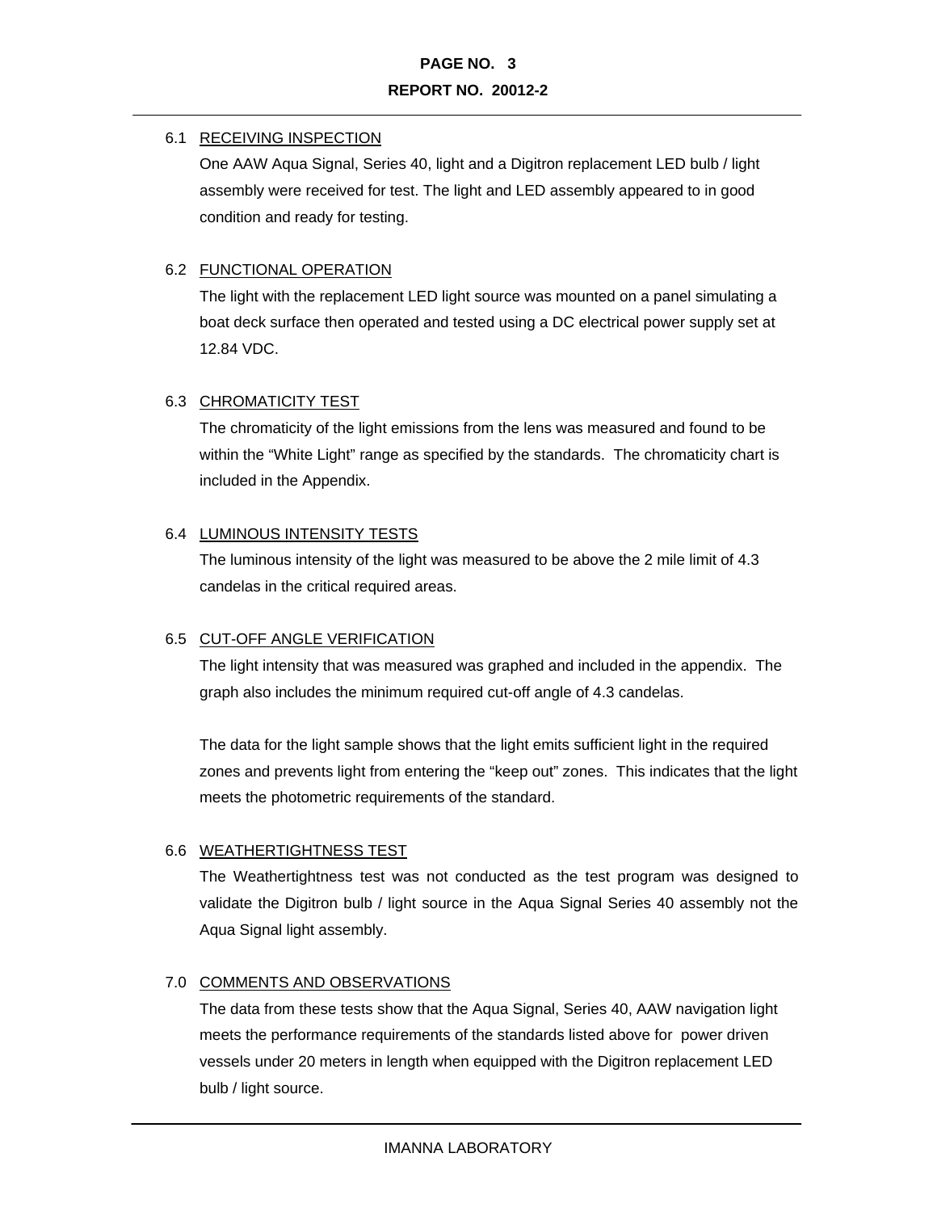### 6.1 RECEIVING INSPECTION

One AAW Aqua Signal, Series 40, light and a Digitron replacement LED bulb / light assembly were received for test. The light and LED assembly appeared to in good condition and ready for testing.

### 6.2 FUNCTIONAL OPERATION

The light with the replacement LED light source was mounted on a panel simulating a boat deck surface then operated and tested using a DC electrical power supply set at 12.84 VDC.

### 6.3 CHROMATICITY TEST

The chromaticity of the light emissions from the lens was measured and found to be within the "White Light" range as specified by the standards. The chromaticity chart is included in the Appendix.

### 6.4 LUMINOUS INTENSITY TESTS

The luminous intensity of the light was measured to be above the 2 mile limit of 4.3 candelas in the critical required areas.

### 6.5 CUT-OFF ANGLE VERIFICATION

The light intensity that was measured was graphed and included in the appendix. The graph also includes the minimum required cut-off angle of 4.3 candelas.

The data for the light sample shows that the light emits sufficient light in the required zones and prevents light from entering the "keep out" zones. This indicates that the light meets the photometric requirements of the standard.

### 6.6 WEATHERTIGHTNESS TEST

The Weathertightness test was not conducted as the test program was designed to validate the Digitron bulb / light source in the Aqua Signal Series 40 assembly not the Aqua Signal light assembly.

## 7.0 COMMENTS AND OBSERVATIONS

The data from these tests show that the Aqua Signal, Series 40, AAW navigation light meets the performance requirements of the standards listed above for power driven vessels under 20 meters in length when equipped with the Digitron replacement LED bulb / light source.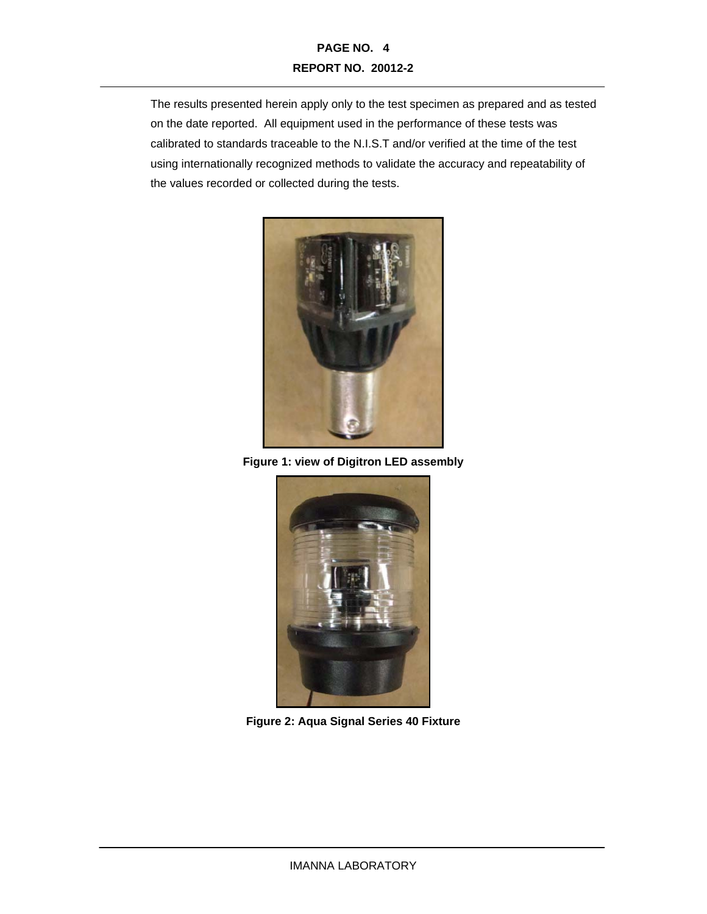The results presented herein apply only to the test specimen as prepared and as tested on the date reported. All equipment used in the performance of these tests was calibrated to standards traceable to the N.I.S.T and/or verified at the time of the test using internationally recognized methods to validate the accuracy and repeatability of the values recorded or collected during the tests.

**Figure 1: view of Digitron LED assembly**

**Figure 2: Aqua Signal Series 40 Fixture**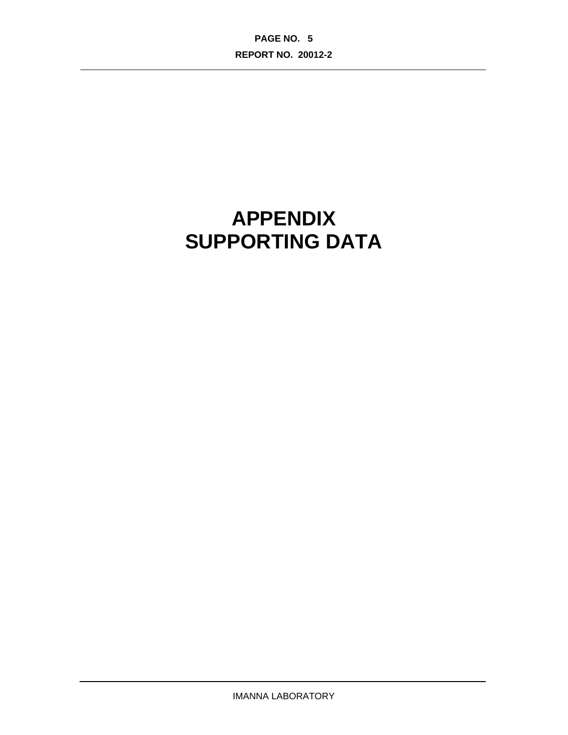# APPENDIX
# SUPPORTING DATA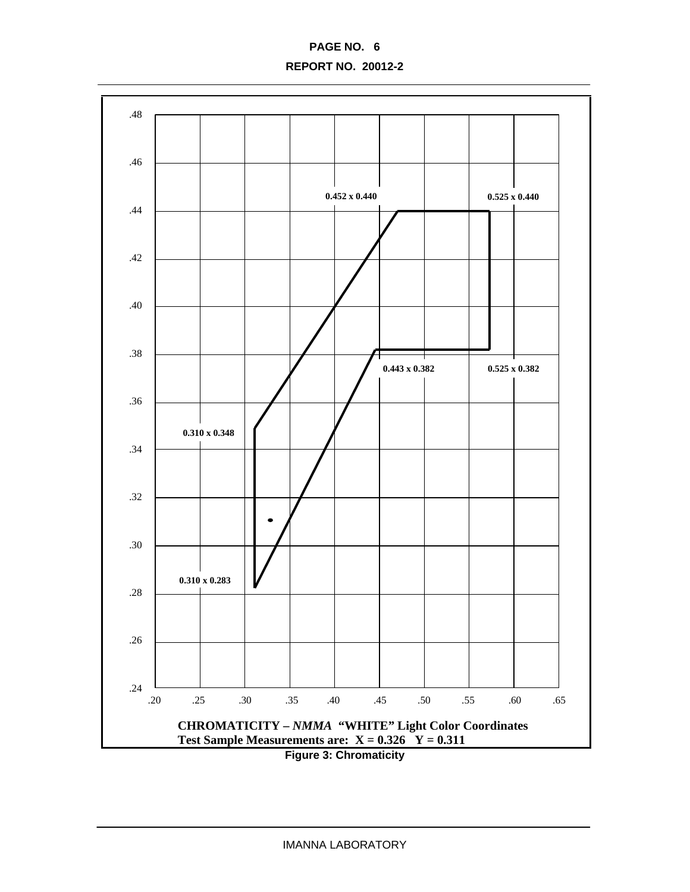.48

.46

0.452 x 0.440

0.525 x 0.440

.44

.42

.40

.38

0.443 x 0.382

0.525 x 0.382

.36

0.310 x 0.348

.34

.32

.30

0.310 x 0.283

.28

.26

.24

.20 .25 .30 .35 .40 .45 .50 .55 .60 .65

**CHROMATICITY –** ***NMMA*** **"WHITE" Light Color Coordinates**
**Test Sample Measurements are: X = 0.326 Y = 0.311**

**Figure 3: Chromaticity**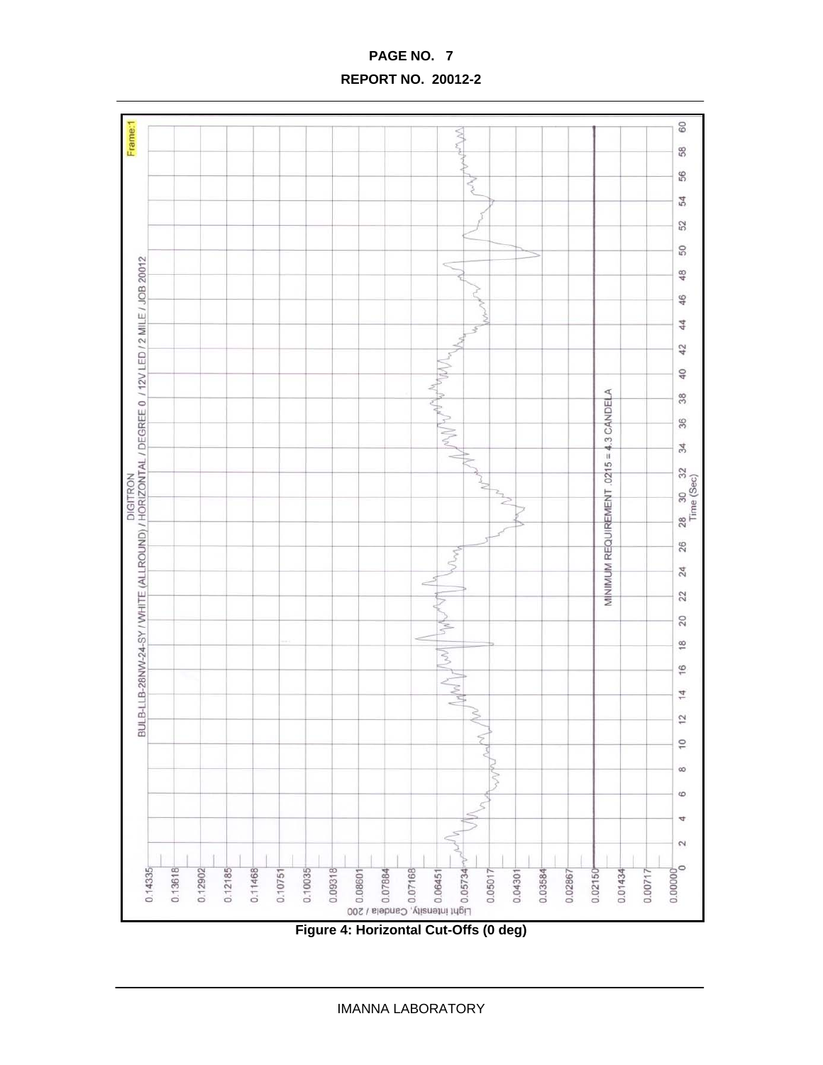DIGITRON

BULB-LLB-28NW-24-SY / WHITE (ALLROUND) / HORIZONTAL / DEGREE 0 / 12V LED / 2 MILE / JOB 20012

Frame:1

MINIMUM REQUIREMENT .0215 = 4.3 CANDELA

Light Intensity, Candela / 200

Time (Sec)

**Figure 4: Horizontal Cut-Offs (0 deg)**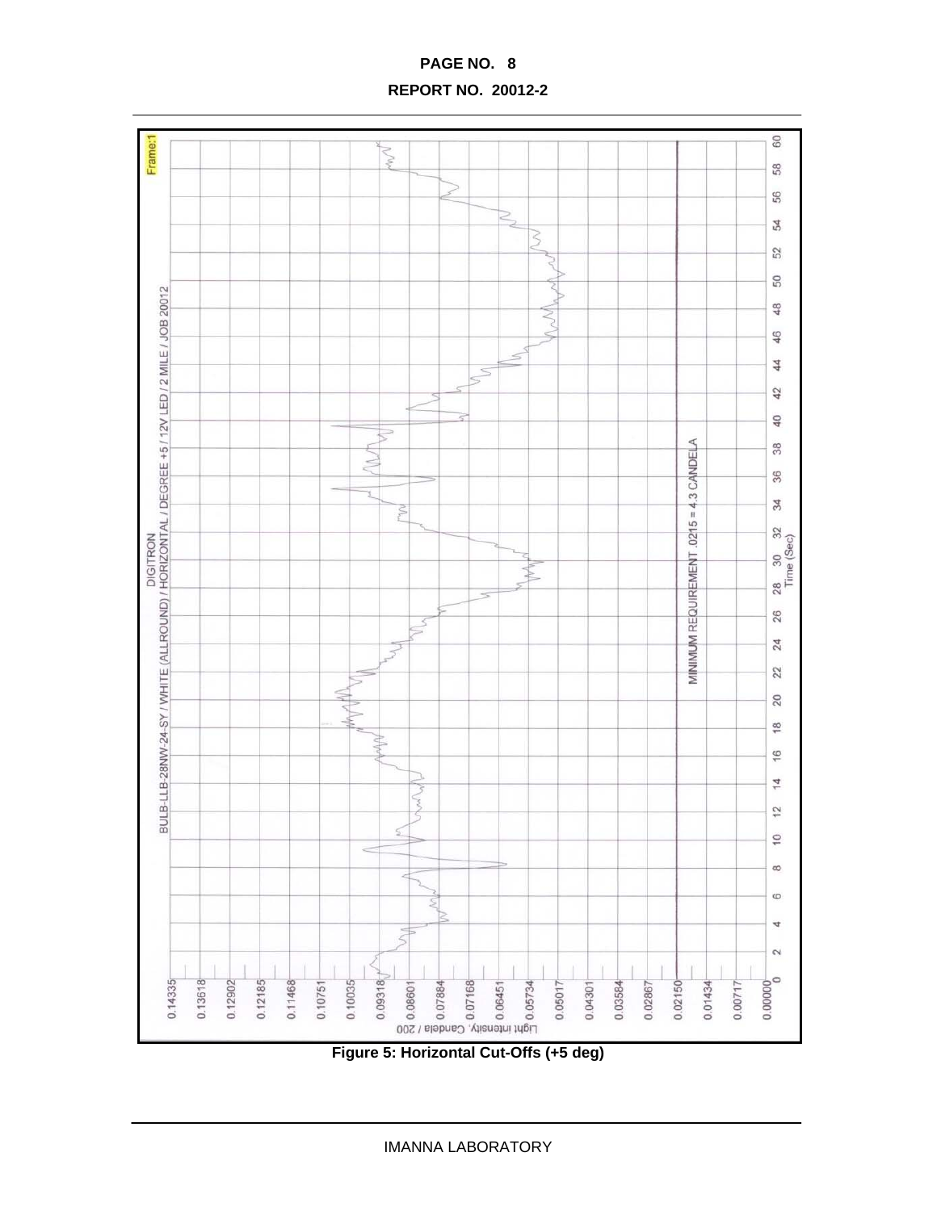**PAGE NO. 8**

**REPORT NO. 20012-2**

DIGITRON

BULB-LLB-28NW-24-SY / WHITE (ALLROUND) / HORIZONTAL / DEGREE +5 / 12V LED / 2 MILE / JOB 20012

MINIMUM REQUIREMENT .0215 = 4.3 CANDELA

Light Intensity, Candela / 200

Time (Sec)

**Figure 5: Horizontal Cut-Offs (+5 deg)**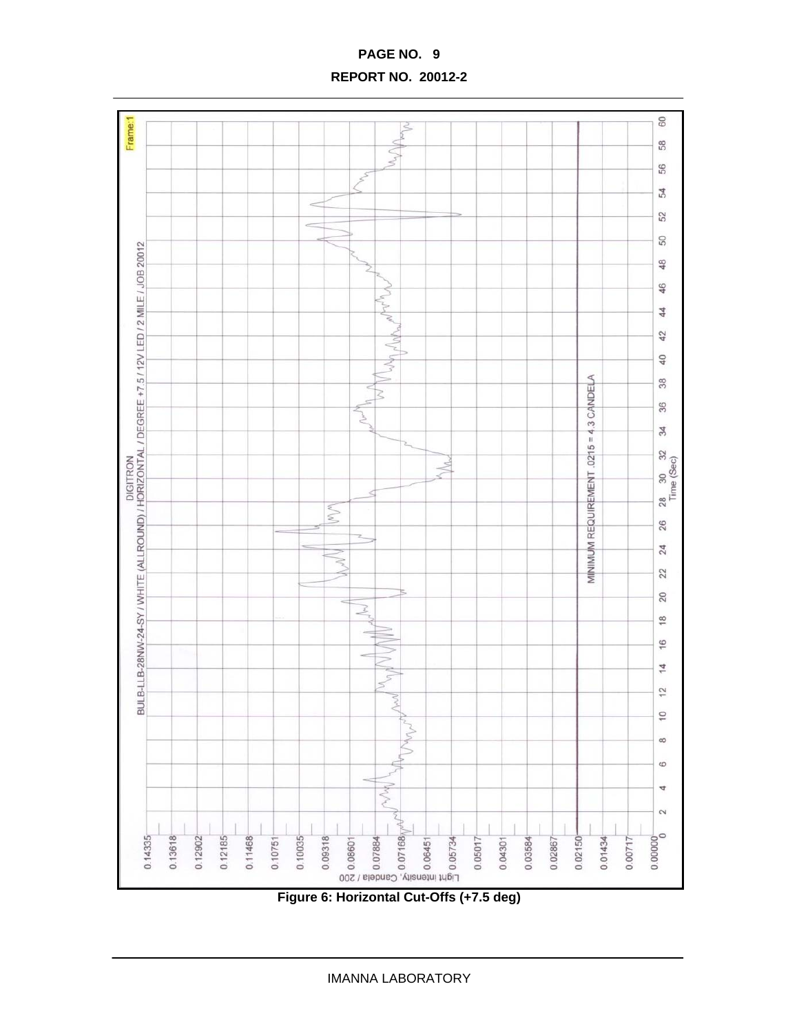Frame:1

DIGITRON

BULB-LLB-28NW-24-SY / WHITE (ALLROUND) / HORIZONTAL / DEGREE +7.5 / 12V LED / 2 MILE / JOB 20012

MINIMUM REQUIREMENT .0215 = 4.3 CANDELA

Light Intensity, Candela / 200

Time (Sec)

Figure 6: Horizontal Cut-Offs (+7.5 deg)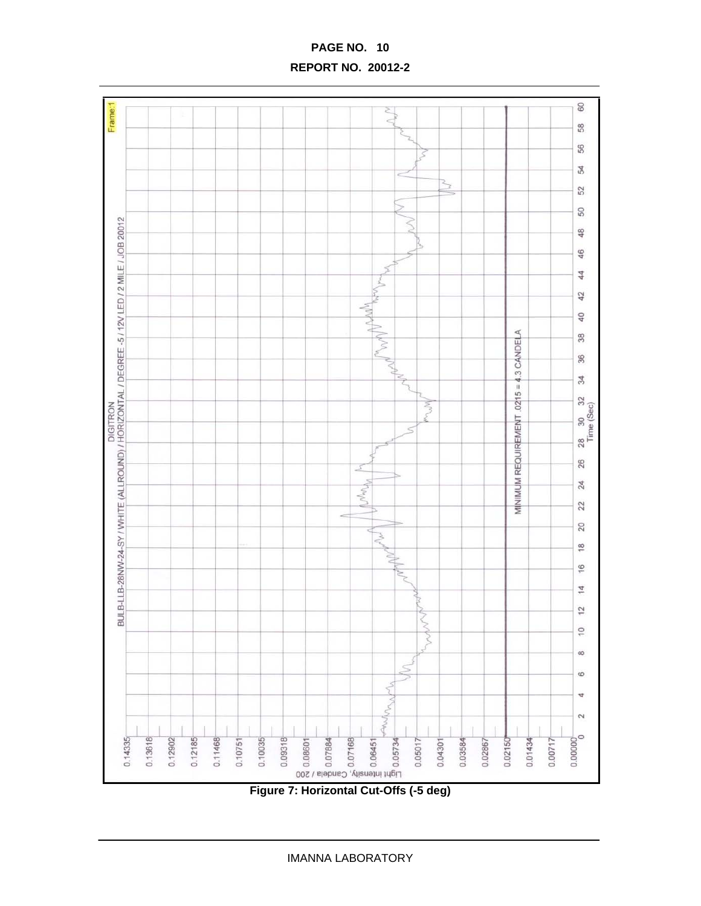Frame:1

DIGITRON

BULB-LLB-28NW-24-SY / WHITE (ALLROUND) / HORIZONTAL / DEGREE -5 / 12V LED / 2 MILE / JOB 20012

MINIMUM REQUIREMENT .0215 = 4.3 CANDELA

Light Intensity, Candela / 200

0.14335, 0.13618, 0.12902, 0.12185, 0.11468, 0.10751, 0.10035, 0.09318, 0.08601, 0.07884, 0.07168, 0.06451, 0.05734, 0.05017, 0.04301, 0.03584, 0.02867, 0.02150, 0.01434, 0.00717, 0.00000

Time (Sec)

0, 2, 4, 6, 8, 10, 12, 14, 16, 18, 20, 22, 24, 26, 28, 30, 32, 34, 36, 38, 40, 42, 44, 46, 48, 50, 52, 54, 56, 58, 60

**Figure 7: Horizontal Cut-Offs (-5 deg)**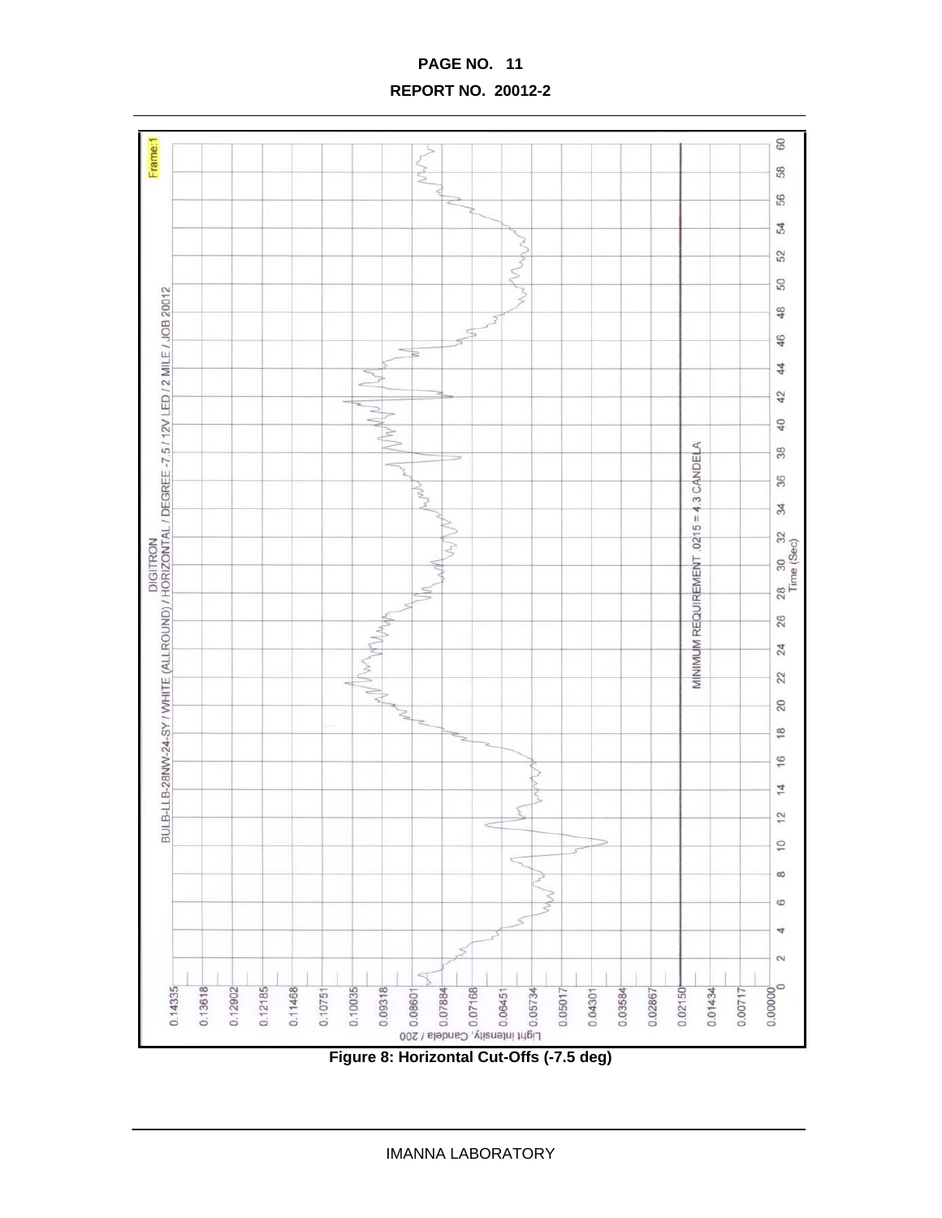**PAGE NO. 11**

**REPORT NO. 20012-2**

DIGITRON

BULB-LLB-28NW-24-SY / WHITE (ALLROUND) / HORIZONTAL / DEGREE -7.5 / 12V LED / 2 MILE / JOB 20012

MINIMUM REQUIREMENT .0215 = 4.3 CANDELA

Light Intensity, Candela / 200

Time (Sec)

**Figure 8: Horizontal Cut-Offs (-7.5 deg)**

IMANNA LABORATORY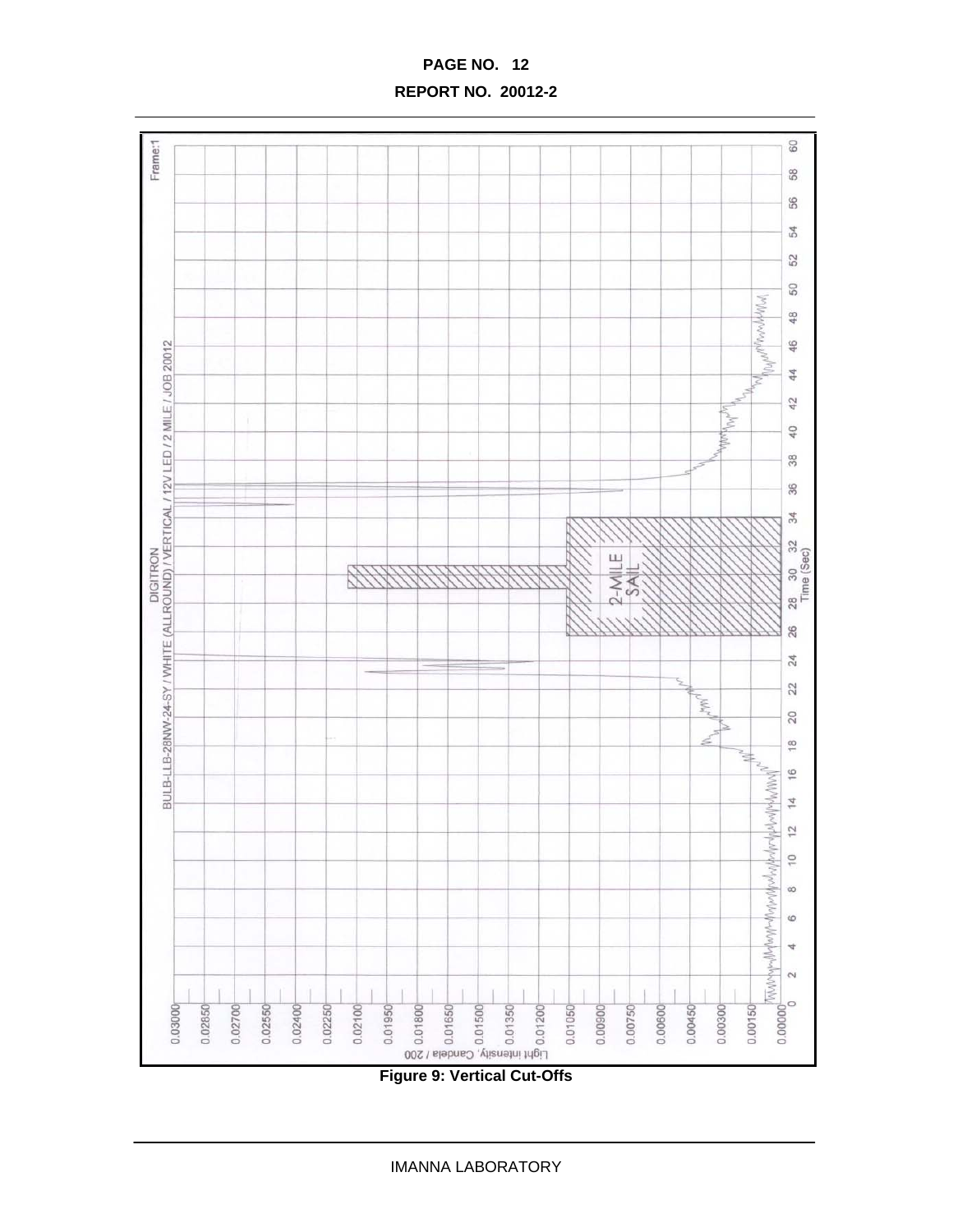Frame:1

DIGITRON

BULB-LLB-28NW-24-SY / WHITE (ALLROUND) / VERTICAL / 12V LED / 2 MILE / JOB 20012

2-MILE SAIL

Light intensity, Candela / 200

0.03000
0.02850
0.02700
0.02550
0.02400
0.02250
0.02100
0.01950
0.01800
0.01650
0.01500
0.01350
0.01200
0.01050
0.00900
0.00750
0.00600
0.00450
0.00300
0.00150
0.00000

Time (Sec)

0 2 4 6 8 10 12 14 16 18 20 22 24 26 28 30 32 34 36 38 40 42 44 46 48 50 52 54 56 58 60

**Figure 9: Vertical Cut-Offs**